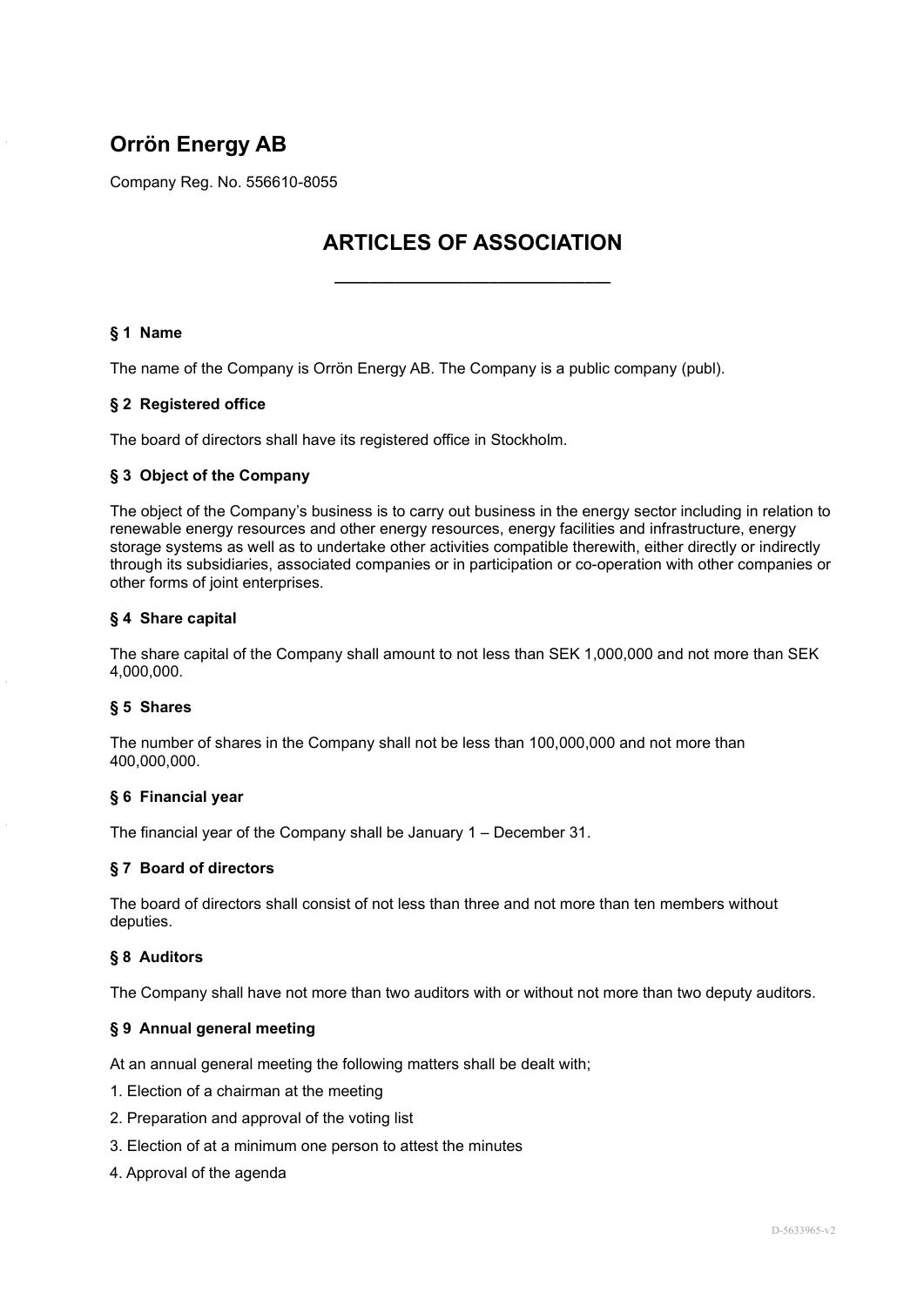# Orrön Energy AB

Company Reg. No. 556610-8055

## ARTICLES OF ASSOCIATION

### § 1 Name

The name of the Company is Orrön Energy AB. The Company is a public company (publ).

### § 2 Registered office

The board of directors shall have its registered office in Stockholm.

### § 3 Object of the Company

The object of the Company's business is to carry out business in the energy sector including in relation to renewable energy resources and other energy resources, energy facilities and infrastructure, energy storage systems as well as to undertake other activities compatible therewith, either directly or indirectly through its subsidiaries, associated companies or in participation or co-operation with other companies or other forms of joint enterprises.

### § 4 Share capital

The share capital of the Company shall amount to not less than SEK 1,000,000 and not more than SEK 4,000,000.

### § 5 Shares

The number of shares in the Company shall not be less than 100,000,000 and not more than 400,000,000.

### § 6 Financial year

The financial year of the Company shall be January 1 – December 31.

### § 7 Board of directors

The board of directors shall consist of not less than three and not more than ten members without deputies.

### § 8 Auditors

The Company shall have not more than two auditors with or without not more than two deputy auditors.

### § 9 Annual general meeting

At an annual general meeting the following matters shall be dealt with;

1. Election of a chairman at the meeting
2. Preparation and approval of the voting list
3. Election of at a minimum one person to attest the minutes
4. Approval of the agenda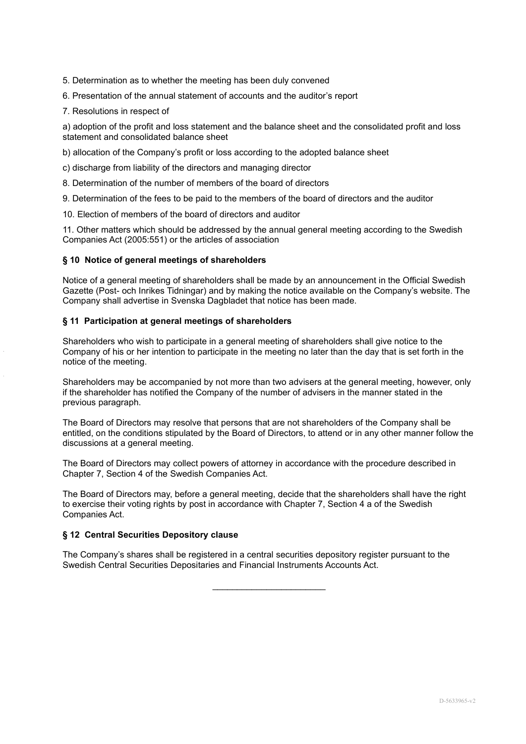5. Determination as to whether the meeting has been duly convened

6. Presentation of the annual statement of accounts and the auditor's report

7. Resolutions in respect of

a) adoption of the profit and loss statement and the balance sheet and the consolidated profit and loss statement and consolidated balance sheet

b) allocation of the Company's profit or loss according to the adopted balance sheet

c) discharge from liability of the directors and managing director

8. Determination of the number of members of the board of directors

9. Determination of the fees to be paid to the members of the board of directors and the auditor

10. Election of members of the board of directors and auditor

11. Other matters which should be addressed by the annual general meeting according to the Swedish Companies Act (2005:551) or the articles of association

### § 10 Notice of general meetings of shareholders

Notice of a general meeting of shareholders shall be made by an announcement in the Official Swedish Gazette (Post- och Inrikes Tidningar) and by making the notice available on the Company's website. The Company shall advertise in Svenska Dagbladet that notice has been made.

### § 11 Participation at general meetings of shareholders

Shareholders who wish to participate in a general meeting of shareholders shall give notice to the Company of his or her intention to participate in the meeting no later than the day that is set forth in the notice of the meeting.

Shareholders may be accompanied by not more than two advisers at the general meeting, however, only if the shareholder has notified the Company of the number of advisers in the manner stated in the previous paragraph.

The Board of Directors may resolve that persons that are not shareholders of the Company shall be entitled, on the conditions stipulated by the Board of Directors, to attend or in any other manner follow the discussions at a general meeting.

The Board of Directors may collect powers of attorney in accordance with the procedure described in Chapter 7, Section 4 of the Swedish Companies Act.

The Board of Directors may, before a general meeting, decide that the shareholders shall have the right to exercise their voting rights by post in accordance with Chapter 7, Section 4 a of the Swedish Companies Act.

### § 12 Central Securities Depository clause

The Company's shares shall be registered in a central securities depository register pursuant to the Swedish Central Securities Depositaries and Financial Instruments Accounts Act.

\_\_\_\_\_\_\_\_\_\_\_\_\_\_\_\_\_\_\_\_\_\_\_\_